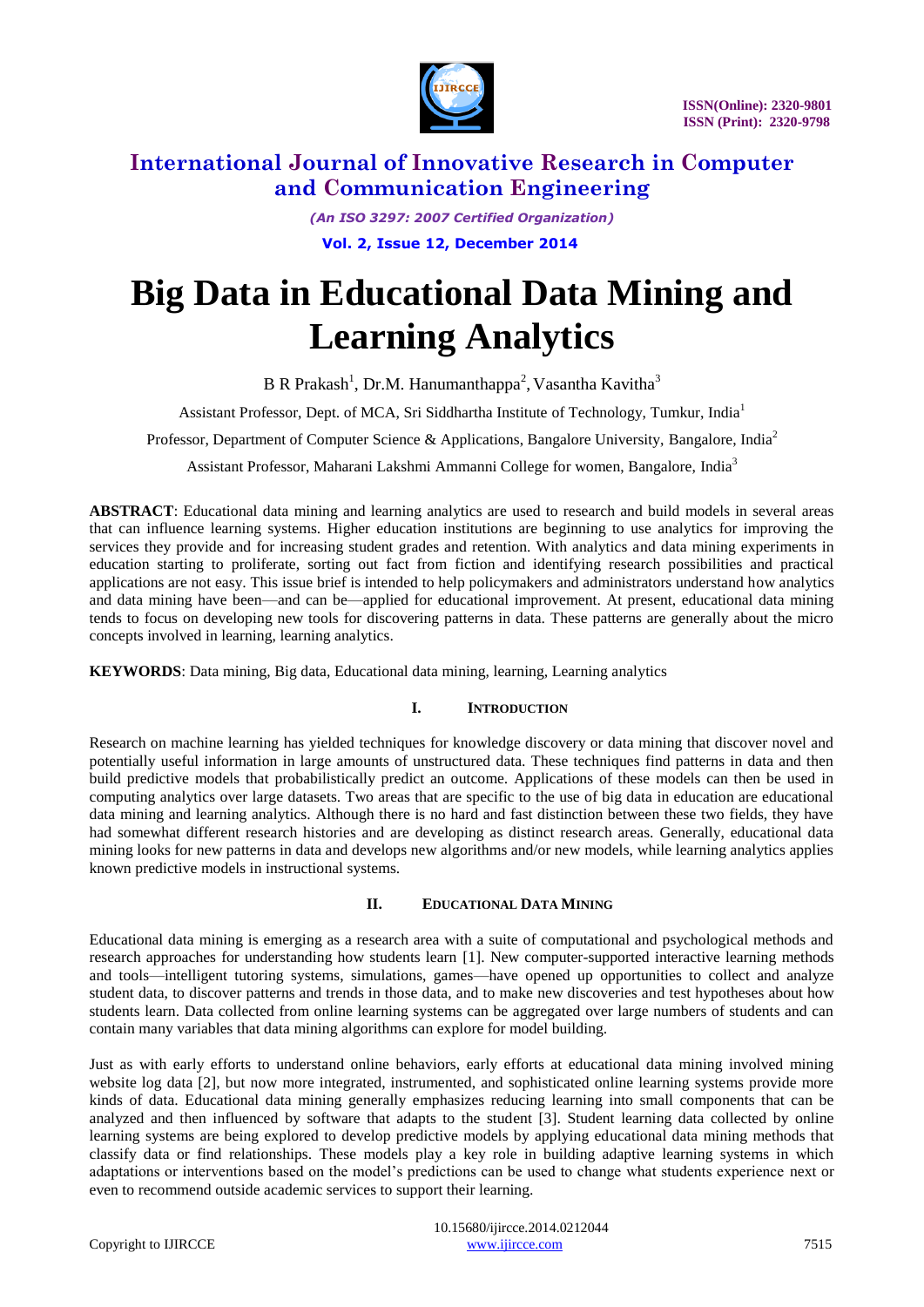# Big Data in Educational Data Mining and Learning Analytics

B R Prakash[1], Dr.M. Hanumanthappa[2], Vasantha Kavitha[3]

Assistant Professor, Dept. of MCA, Sri Siddhartha Institute of Technology, Tumkur, India[1]

Professor, Department of Computer Science & Applications, Bangalore University, Bangalore, India[2]

Assistant Professor, Maharani Lakshmi Ammanni College for women, Bangalore, India[3]

**ABSTRACT**: Educational data mining and learning analytics are used to research and build models in several areas that can influence learning systems. Higher education institutions are beginning to use analytics for improving the services they provide and for increasing student grades and retention. With analytics and data mining experiments in education starting to proliferate, sorting out fact from fiction and identifying research possibilities and practical applications are not easy. This issue brief is intended to help policymakers and administrators understand how analytics and data mining have been—and can be—applied for educational improvement. At present, educational data mining tends to focus on developing new tools for discovering patterns in data. These patterns are generally about the micro concepts involved in learning, learning analytics.

**KEYWORDS**: Data mining, Big data, Educational data mining, learning, Learning analytics

## I. Introduction

Research on machine learning has yielded techniques for knowledge discovery or data mining that discover novel and potentially useful information in large amounts of unstructured data. These techniques find patterns in data and then build predictive models that probabilistically predict an outcome. Applications of these models can then be used in computing analytics over large datasets. Two areas that are specific to the use of big data in education are educational data mining and learning analytics. Although there is no hard and fast distinction between these two fields, they have had somewhat different research histories and are developing as distinct research areas. Generally, educational data mining looks for new patterns in data and develops new algorithms and/or new models, while learning analytics applies known predictive models in instructional systems.

## II. Educational Data Mining

Educational data mining is emerging as a research area with a suite of computational and psychological methods and research approaches for understanding how students learn [1]. New computer-supported interactive learning methods and tools—intelligent tutoring systems, simulations, games—have opened up opportunities to collect and analyze student data, to discover patterns and trends in those data, and to make new discoveries and test hypotheses about how students learn. Data collected from online learning systems can be aggregated over large numbers of students and can contain many variables that data mining algorithms can explore for model building.

Just as with early efforts to understand online behaviors, early efforts at educational data mining involved mining website log data [2], but now more integrated, instrumented, and sophisticated online learning systems provide more kinds of data. Educational data mining generally emphasizes reducing learning into small components that can be analyzed and then influenced by software that adapts to the student [3]. Student learning data collected by online learning systems are being explored to develop predictive models by applying educational data mining methods that classify data or find relationships. These models play a key role in building adaptive learning systems in which adaptations or interventions based on the model's predictions can be used to change what students experience next or even to recommend outside academic services to support their learning.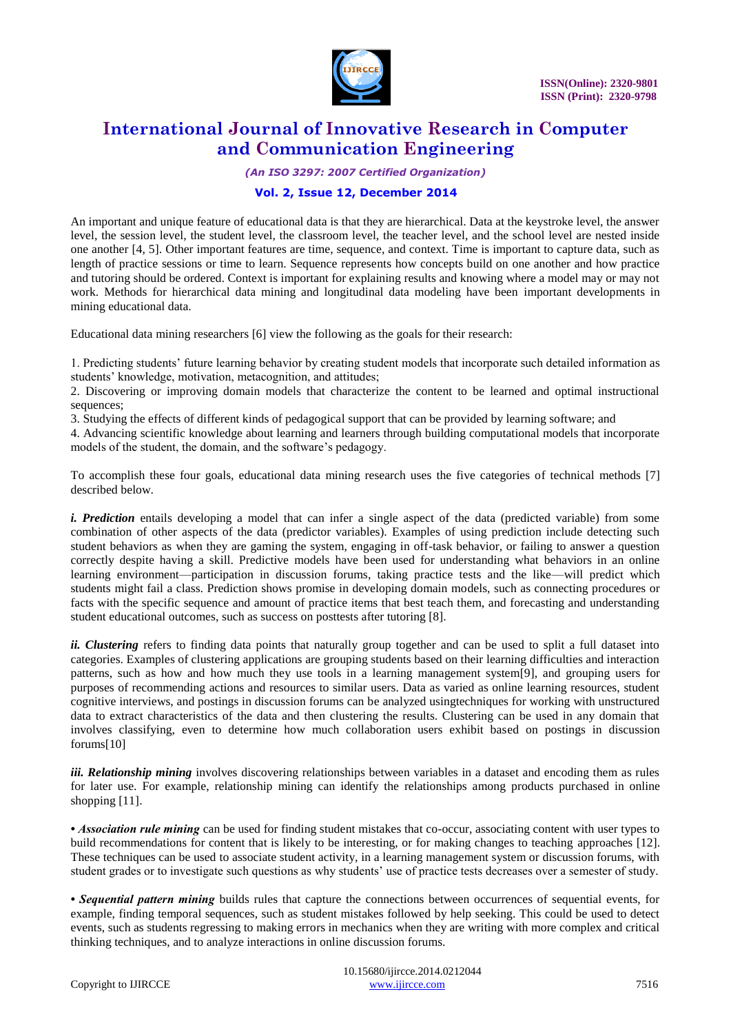An important and unique feature of educational data is that they are hierarchical. Data at the keystroke level, the answer level, the session level, the student level, the classroom level, the teacher level, and the school level are nested inside one another [4, 5]. Other important features are time, sequence, and context. Time is important to capture data, such as length of practice sessions or time to learn. Sequence represents how concepts build on one another and how practice and tutoring should be ordered. Context is important for explaining results and knowing where a model may or may not work. Methods for hierarchical data mining and longitudinal data modeling have been important developments in mining educational data.

Educational data mining researchers [6] view the following as the goals for their research:

1. Predicting students' future learning behavior by creating student models that incorporate such detailed information as students' knowledge, motivation, metacognition, and attitudes;
2. Discovering or improving domain models that characterize the content to be learned and optimal instructional sequences;
3. Studying the effects of different kinds of pedagogical support that can be provided by learning software; and
4. Advancing scientific knowledge about learning and learners through building computational models that incorporate models of the student, the domain, and the software's pedagogy.

To accomplish these four goals, educational data mining research uses the five categories of technical methods [7] described below.

***i. Prediction*** entails developing a model that can infer a single aspect of the data (predicted variable) from some combination of other aspects of the data (predictor variables). Examples of using prediction include detecting such student behaviors as when they are gaming the system, engaging in off-task behavior, or failing to answer a question correctly despite having a skill. Predictive models have been used for understanding what behaviors in an online learning environment—participation in discussion forums, taking practice tests and the like—will predict which students might fail a class. Prediction shows promise in developing domain models, such as connecting procedures or facts with the specific sequence and amount of practice items that best teach them, and forecasting and understanding student educational outcomes, such as success on posttests after tutoring [8].

***ii. Clustering*** refers to finding data points that naturally group together and can be used to split a full dataset into categories. Examples of clustering applications are grouping students based on their learning difficulties and interaction patterns, such as how and how much they use tools in a learning management system[9], and grouping users for purposes of recommending actions and resources to similar users. Data as varied as online learning resources, student cognitive interviews, and postings in discussion forums can be analyzed usingtechniques for working with unstructured data to extract characteristics of the data and then clustering the results. Clustering can be used in any domain that involves classifying, even to determine how much collaboration users exhibit based on postings in discussion forums[10]

***iii. Relationship mining*** involves discovering relationships between variables in a dataset and encoding them as rules for later use. For example, relationship mining can identify the relationships among products purchased in online shopping [11].

• ***Association rule mining*** can be used for finding student mistakes that co-occur, associating content with user types to build recommendations for content that is likely to be interesting, or for making changes to teaching approaches [12]. These techniques can be used to associate student activity, in a learning management system or discussion forums, with student grades or to investigate such questions as why students' use of practice tests decreases over a semester of study.

• ***Sequential pattern mining*** builds rules that capture the connections between occurrences of sequential events, for example, finding temporal sequences, such as student mistakes followed by help seeking. This could be used to detect events, such as students regressing to making errors in mechanics when they are writing with more complex and critical thinking techniques, and to analyze interactions in online discussion forums.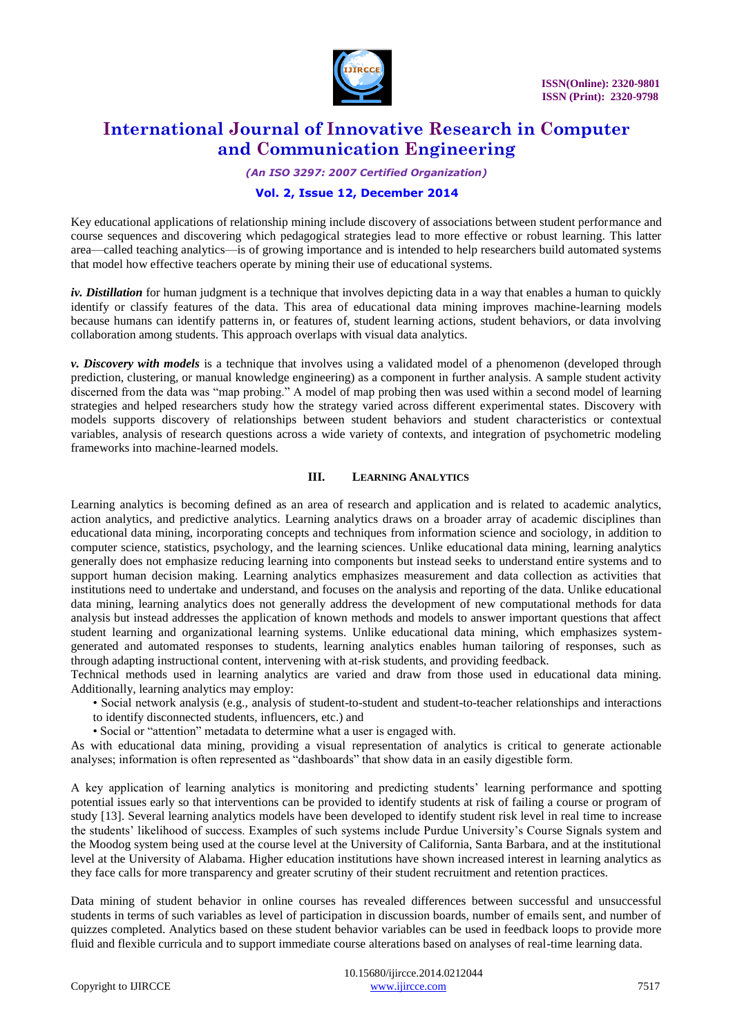Key educational applications of relationship mining include discovery of associations between student performance and course sequences and discovering which pedagogical strategies lead to more effective or robust learning. This latter area—called teaching analytics—is of growing importance and is intended to help researchers build automated systems that model how effective teachers operate by mining their use of educational systems.

***iv. Distillation*** for human judgment is a technique that involves depicting data in a way that enables a human to quickly identify or classify features of the data. This area of educational data mining improves machine-learning models because humans can identify patterns in, or features of, student learning actions, student behaviors, or data involving collaboration among students. This approach overlaps with visual data analytics.

***v. Discovery with models*** is a technique that involves using a validated model of a phenomenon (developed through prediction, clustering, or manual knowledge engineering) as a component in further analysis. A sample student activity discerned from the data was "map probing." A model of map probing then was used within a second model of learning strategies and helped researchers study how the strategy varied across different experimental states. Discovery with models supports discovery of relationships between student behaviors and student characteristics or contextual variables, analysis of research questions across a wide variety of contexts, and integration of psychometric modeling frameworks into machine-learned models.

## III. Learning Analytics

Learning analytics is becoming defined as an area of research and application and is related to academic analytics, action analytics, and predictive analytics. Learning analytics draws on a broader array of academic disciplines than educational data mining, incorporating concepts and techniques from information science and sociology, in addition to computer science, statistics, psychology, and the learning sciences. Unlike educational data mining, learning analytics generally does not emphasize reducing learning into components but instead seeks to understand entire systems and to support human decision making. Learning analytics emphasizes measurement and data collection as activities that institutions need to undertake and understand, and focuses on the analysis and reporting of the data. Unlike educational data mining, learning analytics does not generally address the development of new computational methods for data analysis but instead addresses the application of known methods and models to answer important questions that affect student learning and organizational learning systems. Unlike educational data mining, which emphasizes system-generated and automated responses to students, learning analytics enables human tailoring of responses, such as through adapting instructional content, intervening with at-risk students, and providing feedback.

Technical methods used in learning analytics are varied and draw from those used in educational data mining. Additionally, learning analytics may employ:

- Social network analysis (e.g., analysis of student-to-student and student-to-teacher relationships and interactions to identify disconnected students, influencers, etc.) and
- Social or "attention" metadata to determine what a user is engaged with.

As with educational data mining, providing a visual representation of analytics is critical to generate actionable analyses; information is often represented as "dashboards" that show data in an easily digestible form.

A key application of learning analytics is monitoring and predicting students' learning performance and spotting potential issues early so that interventions can be provided to identify students at risk of failing a course or program of study [13]. Several learning analytics models have been developed to identify student risk level in real time to increase the students' likelihood of success. Examples of such systems include Purdue University's Course Signals system and the Moodog system being used at the course level at the University of California, Santa Barbara, and at the institutional level at the University of Alabama. Higher education institutions have shown increased interest in learning analytics as they face calls for more transparency and greater scrutiny of their student recruitment and retention practices.

Data mining of student behavior in online courses has revealed differences between successful and unsuccessful students in terms of such variables as level of participation in discussion boards, number of emails sent, and number of quizzes completed. Analytics based on these student behavior variables can be used in feedback loops to provide more fluid and flexible curricula and to support immediate course alterations based on analyses of real-time learning data.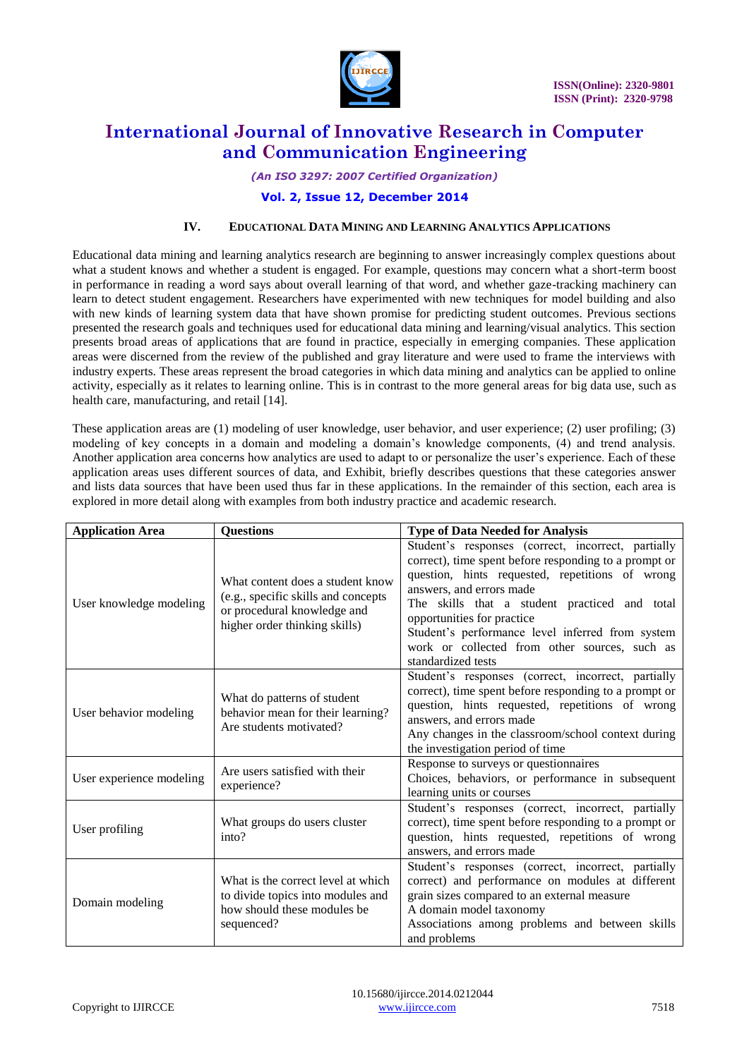### IV. EDUCATIONAL DATA MINING AND LEARNING ANALYTICS APPLICATIONS

Educational data mining and learning analytics research are beginning to answer increasingly complex questions about what a student knows and whether a student is engaged. For example, questions may concern what a short-term boost in performance in reading a word says about overall learning of that word, and whether gaze-tracking machinery can learn to detect student engagement. Researchers have experimented with new techniques for model building and also with new kinds of learning system data that have shown promise for predicting student outcomes. Previous sections presented the research goals and techniques used for educational data mining and learning/visual analytics. This section presents broad areas of applications that are found in practice, especially in emerging companies. These application areas were discerned from the review of the published and gray literature and were used to frame the interviews with industry experts. These areas represent the broad categories in which data mining and analytics can be applied to online activity, especially as it relates to learning online. This is in contrast to the more general areas for big data use, such as health care, manufacturing, and retail [14].

These application areas are (1) modeling of user knowledge, user behavior, and user experience; (2) user profiling; (3) modeling of key concepts in a domain and modeling a domain's knowledge components, (4) and trend analysis. Another application area concerns how analytics are used to adapt to or personalize the user's experience. Each of these application areas uses different sources of data, and Exhibit, briefly describes questions that these categories answer and lists data sources that have been used thus far in these applications. In the remainder of this section, each area is explored in more detail along with examples from both industry practice and academic research.

| Application Area | Questions | Type of Data Needed for Analysis |
|---|---|---|
| User knowledge modeling | What content does a student know (e.g., specific skills and concepts or procedural knowledge and higher order thinking skills) | Student's responses (correct, incorrect, partially correct), time spent before responding to a prompt or question, hints requested, repetitions of wrong answers, and errors made<br>The skills that a student practiced and total opportunities for practice<br>Student's performance level inferred from system work or collected from other sources, such as standardized tests |
| User behavior modeling | What do patterns of student behavior mean for their learning? Are students motivated? | Student's responses (correct, incorrect, partially correct), time spent before responding to a prompt or question, hints requested, repetitions of wrong answers, and errors made<br>Any changes in the classroom/school context during the investigation period of time |
| User experience modeling | Are users satisfied with their experience? | Response to surveys or questionnaires<br>Choices, behaviors, or performance in subsequent learning units or courses |
| User profiling | What groups do users cluster into? | Student's responses (correct, incorrect, partially correct), time spent before responding to a prompt or question, hints requested, repetitions of wrong answers, and errors made |
| Domain modeling | What is the correct level at which to divide topics into modules and how should these modules be sequenced? | Student's responses (correct, incorrect, partially correct) and performance on modules at different grain sizes compared to an external measure<br>A domain model taxonomy<br>Associations among problems and between skills and problems |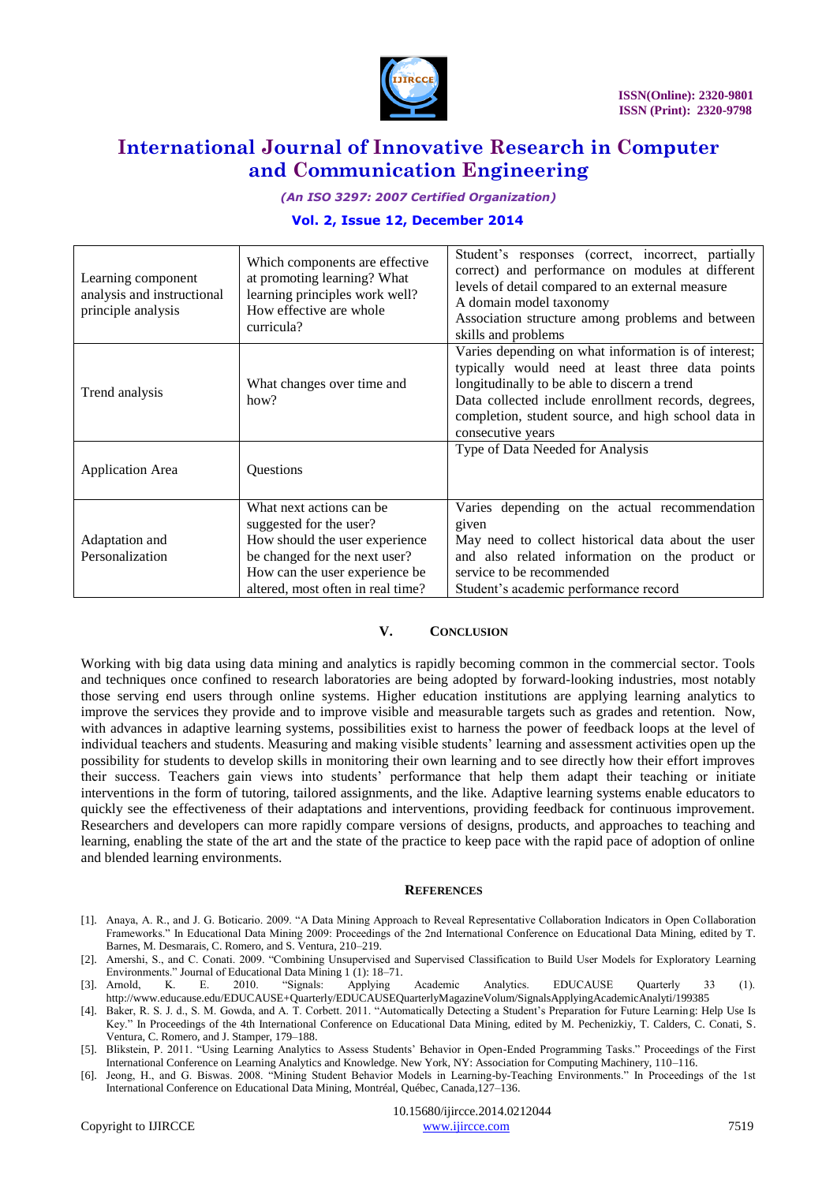| Learning component analysis and instructional principle analysis | Which components are effective at promoting learning? What learning principles work well? How effective are whole curricula? | Student's responses (correct, incorrect, partially correct) and performance on modules at different levels of detail compared to an external measure<br>A domain model taxonomy<br>Association structure among problems and between skills and problems |
|---|---|---|
| Trend analysis | What changes over time and how? | Varies depending on what information is of interest; typically would need at least three data points longitudinally to be able to discern a trend<br>Data collected include enrollment records, degrees, completion, student source, and high school data in consecutive years |
| Application Area | Questions | Type of Data Needed for Analysis |
| Adaptation and Personalization | What next actions can be suggested for the user?<br>How should the user experience be changed for the next user?<br>How can the user experience be altered, most often in real time? | Varies depending on the actual recommendation given<br>May need to collect historical data about the user and also related information on the product or service to be recommended<br>Student's academic performance record |

## V. CONCLUSION

Working with big data using data mining and analytics is rapidly becoming common in the commercial sector. Tools and techniques once confined to research laboratories are being adopted by forward-looking industries, most notably those serving end users through online systems. Higher education institutions are applying learning analytics to improve the services they provide and to improve visible and measurable targets such as grades and retention. Now, with advances in adaptive learning systems, possibilities exist to harness the power of feedback loops at the level of individual teachers and students. Measuring and making visible students' learning and assessment activities open up the possibility for students to develop skills in monitoring their own learning and to see directly how their effort improves their success. Teachers gain views into students' performance that help them adapt their teaching or initiate interventions in the form of tutoring, tailored assignments, and the like. Adaptive learning systems enable educators to quickly see the effectiveness of their adaptations and interventions, providing feedback for continuous improvement. Researchers and developers can more rapidly compare versions of designs, products, and approaches to teaching and learning, enabling the state of the art and the state of the practice to keep pace with the rapid pace of adoption of online and blended learning environments.

## REFERENCES

[1]. Anaya, A. R., and J. G. Boticario. 2009. "A Data Mining Approach to Reveal Representative Collaboration Indicators in Open Collaboration Frameworks." In Educational Data Mining 2009: Proceedings of the 2nd International Conference on Educational Data Mining, edited by T. Barnes, M. Desmarais, C. Romero, and S. Ventura, 210–219.

[2]. Amershi, S., and C. Conati. 2009. "Combining Unsupervised and Supervised Classification to Build User Models for Exploratory Learning Environments." Journal of Educational Data Mining 1 (1): 18–71.

[3]. Arnold, K. E. 2010. "Signals: Applying Academic Analytics. EDUCAUSE Quarterly 33 (1). http://www.educause.edu/EDUCAUSE+Quarterly/EDUCAUSEQuarterlyMagazineVolum/SignalsApplyingAcademicAnalyti/199385

[4]. Baker, R. S. J. d., S. M. Gowda, and A. T. Corbett. 2011. "Automatically Detecting a Student's Preparation for Future Learning: Help Use Is Key." In Proceedings of the 4th International Conference on Educational Data Mining, edited by M. Pechenizkiy, T. Calders, C. Conati, S. Ventura, C. Romero, and J. Stamper, 179–188.

[5]. Blikstein, P. 2011. "Using Learning Analytics to Assess Students' Behavior in Open-Ended Programming Tasks." Proceedings of the First International Conference on Learning Analytics and Knowledge. New York, NY: Association for Computing Machinery, 110–116.

[6]. Jeong, H., and G. Biswas. 2008. "Mining Student Behavior Models in Learning-by-Teaching Environments." In Proceedings of the 1st International Conference on Educational Data Mining, Montréal, Québec, Canada,127–136.

10.15680/ijircce.2014.0212044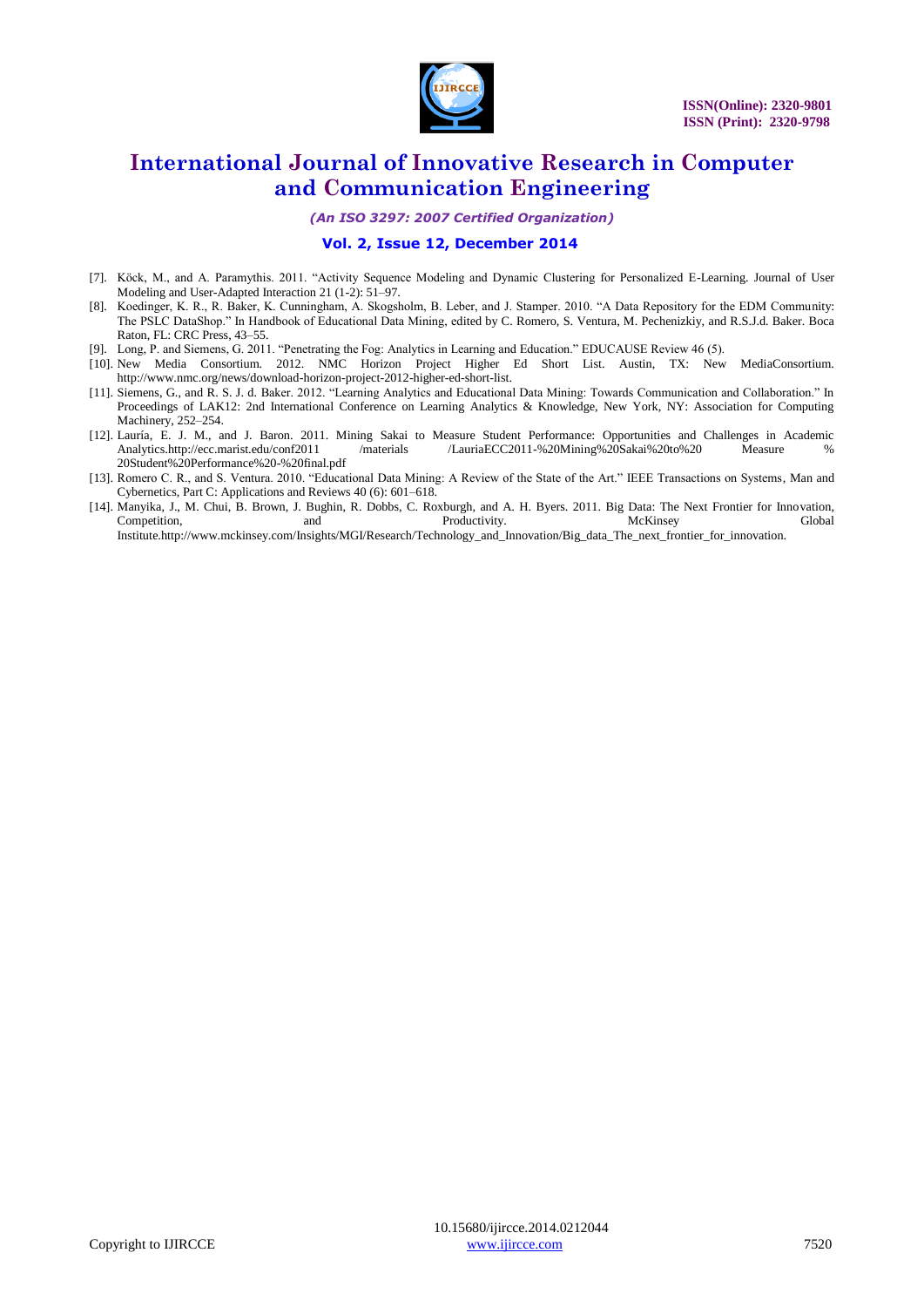[7]. Köck, M., and A. Paramythis. 2011. "Activity Sequence Modeling and Dynamic Clustering for Personalized E-Learning. Journal of User Modeling and User-Adapted Interaction 21 (1-2): 51–97.

[8]. Koedinger, K. R., R. Baker, K. Cunningham, A. Skogsholm, B. Leber, and J. Stamper. 2010. "A Data Repository for the EDM Community: The PSLC DataShop." In Handbook of Educational Data Mining, edited by C. Romero, S. Ventura, M. Pechenizkiy, and R.S.J.d. Baker. Boca Raton, FL: CRC Press, 43–55.

[9]. Long, P. and Siemens, G. 2011. "Penetrating the Fog: Analytics in Learning and Education." EDUCAUSE Review 46 (5).

[10]. New Media Consortium. 2012. NMC Horizon Project Higher Ed Short List. Austin, TX: New MediaConsortium. http://www.nmc.org/news/download-horizon-project-2012-higher-ed-short-list.

[11]. Siemens, G., and R. S. J. d. Baker. 2012. "Learning Analytics and Educational Data Mining: Towards Communication and Collaboration." In Proceedings of LAK12: 2nd International Conference on Learning Analytics & Knowledge, New York, NY: Association for Computing Machinery, 252–254.

[12]. Lauría, E. J. M., and J. Baron. 2011. Mining Sakai to Measure Student Performance: Opportunities and Challenges in Academic Analytics.http://ecc.marist.edu/conf2011 /materials /LauriaECC2011-%20Mining%20Sakai%20to%20 Measure % 20Student%20Performance%20-%20final.pdf

[13]. Romero C. R., and S. Ventura. 2010. "Educational Data Mining: A Review of the State of the Art." IEEE Transactions on Systems, Man and Cybernetics, Part C: Applications and Reviews 40 (6): 601–618.

[14]. Manyika, J., M. Chui, B. Brown, J. Bughin, R. Dobbs, C. Roxburgh, and A. H. Byers. 2011. Big Data: The Next Frontier for Innovation, Competition, and Productivity. McKinsey Global Institute.http://www.mckinsey.com/Insights/MGI/Research/Technology_and_Innovation/Big_data_The_next_frontier_for_innovation.